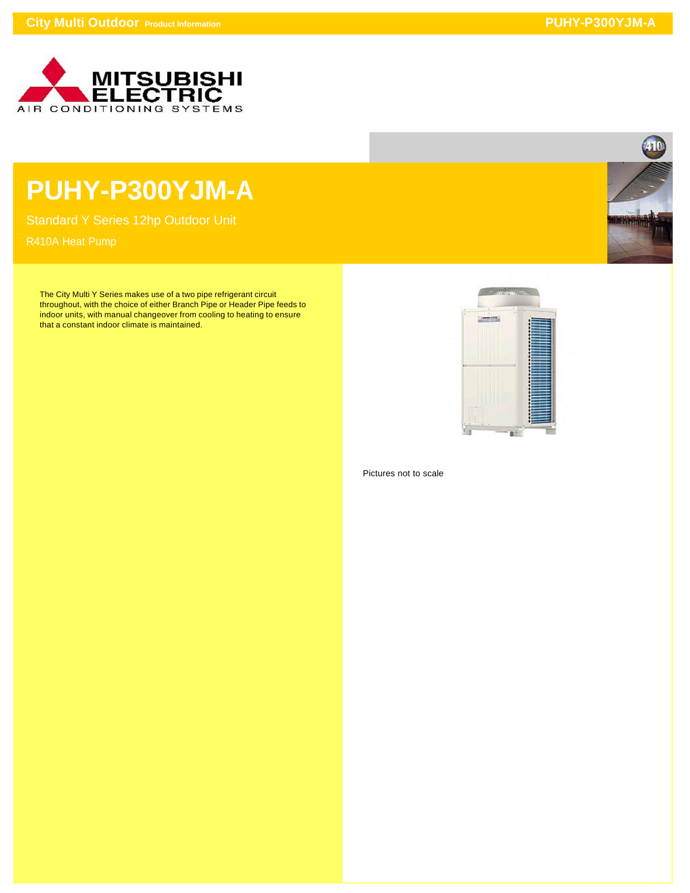# PUHY-P300YJM-A

Standard Y Series 12hp Outdoor Unit

R410A Heat Pump

The City Multi Y Series makes use of a two pipe refrigerant circuit throughout, with the choice of either Branch Pipe or Header Pipe feeds to indoor units, with manual changeover from cooling to heating to ensure that a constant indoor climate is maintained.

Pictures not to scale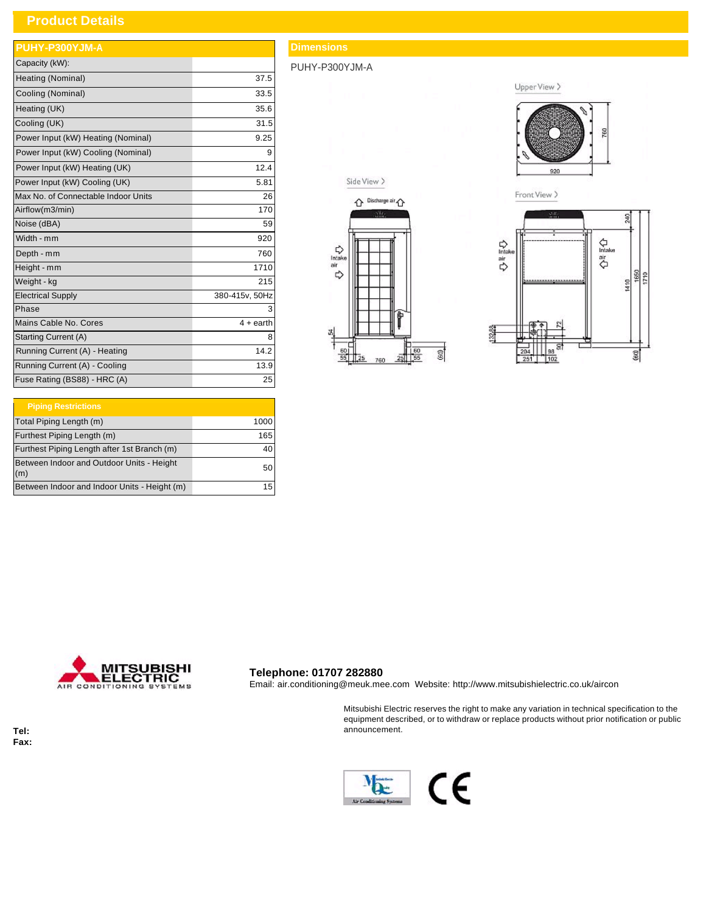# Product Details

| PUHY-P300YJM-A | |
|---|---|
| Capacity (kW): | |
| Heating (Nominal) | 37.5 |
| Cooling (Nominal) | 33.5 |
| Heating (UK) | 35.6 |
| Cooling (UK) | 31.5 |
| Power Input (kW) Heating (Nominal) | 9.25 |
| Power Input (kW) Cooling (Nominal) | 9 |
| Power Input (kW) Heating (UK) | 12.4 |
| Power Input (kW) Cooling (UK) | 5.81 |
| Max No. of Connectable Indoor Units | 26 |
| Airflow(m3/min) | 170 |
| Noise (dBA) | 59 |
| Width - mm | 920 |
| Depth - mm | 760 |
| Height - mm | 1710 |
| Weight - kg | 215 |
| Electrical Supply | 380-415v, 50Hz |
| Phase | 3 |
| Mains Cable No. Cores | 4 + earth |
| Starting Current (A) | 8 |
| Running Current (A) - Heating | 14.2 |
| Running Current (A) - Cooling | 13.9 |
| Fuse Rating (BS88) - HRC (A) | 25 |

| Piping Restrictions | |
|---|---|
| Total Piping Length (m) | 1000 |
| Furthest Piping Length (m) | 165 |
| Furthest Piping Length after 1st Branch (m) | 40 |
| Between Indoor and Outdoor Units - Height (m) | 50 |
| Between Indoor and Indoor Units - Height (m) | 15 |

## Dimensions

PUHY-P300YJM-A

Upper View
760
920

Side View
Discharge air
Intake air
54
60
55
25
760
25
60
55
(60)

Front View
Intake air
Intake air
240
1410
1650
1710
132.83
72
50
204
251
98
102
(60)

**Telephone: 01707 282880**
Email: air.conditioning@meuk.mee.com Website: http://www.mitsubishielectric.co.uk/aircon

Mitsubishi Electric reserves the right to make any variation in technical specification to the equipment described, or to withdraw or replace products without prior notification or public announcement.

**Tel:**
**Fax:**